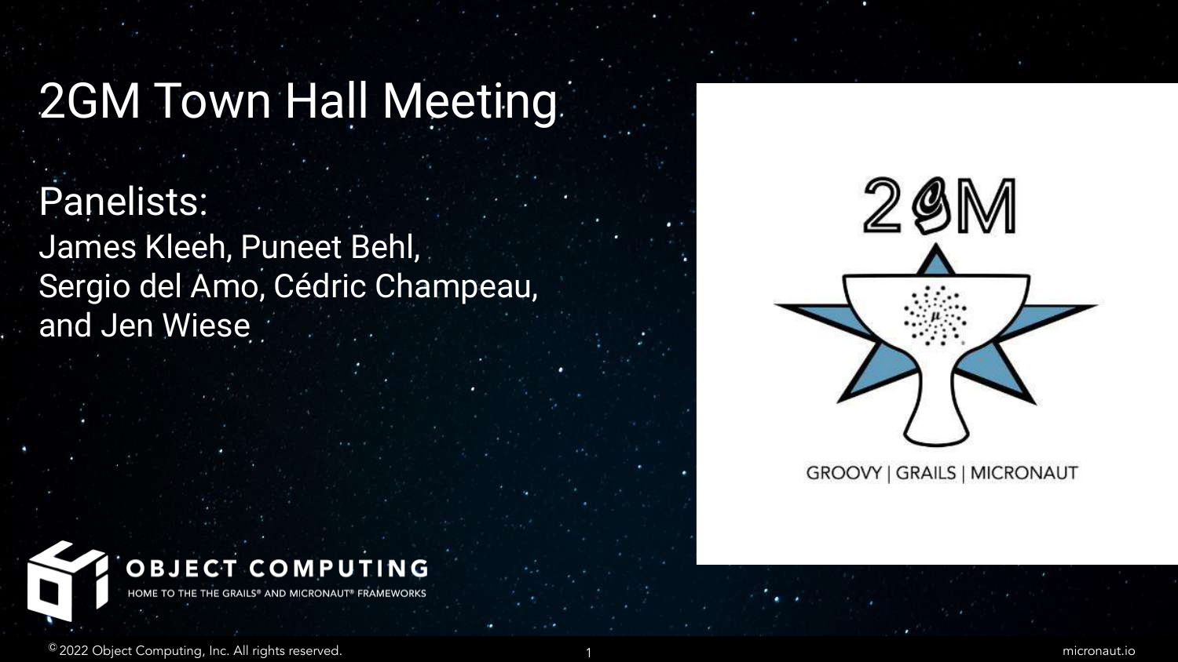# 2GM Town Hall Meeting

## Panelists:

James Kleeh, Puneet Behl, Sergio del Amo, Cédric Champeau, and Jen Wiese

2GM

GROOVY | GRAILS | MICRONAUT

OBJECT COMPUTING

HOME TO THE THE GRAILS® AND MICRONAUT® FRAMEWORKS

© 2022 Object Computing, Inc. All rights reserved.

micronaut.io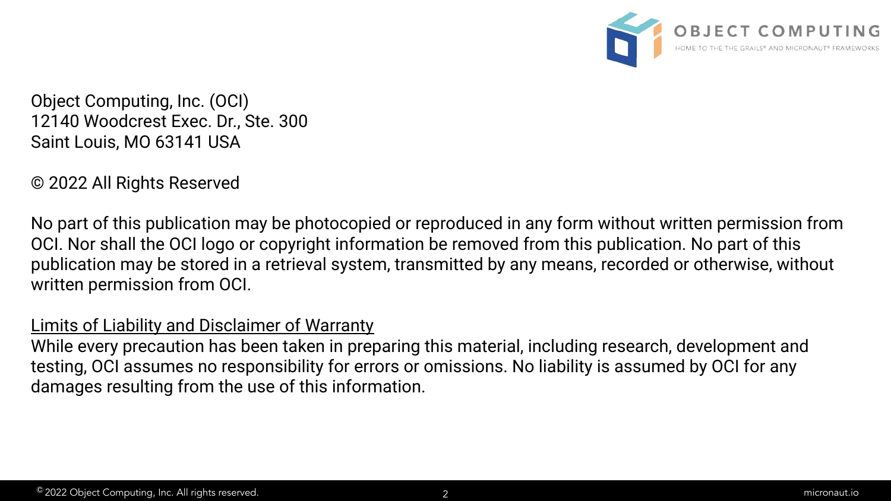Object Computing, Inc. (OCI)
12140 Woodcrest Exec. Dr., Ste. 300
Saint Louis, MO 63141 USA

© 2022 All Rights Reserved

No part of this publication may be photocopied or reproduced in any form without written permission from OCI. Nor shall the OCI logo or copyright information be removed from this publication. No part of this publication may be stored in a retrieval system, transmitted by any means, recorded or otherwise, without written permission from OCI.

<u>Limits of Liability and Disclaimer of Warranty</u>

While every precaution has been taken in preparing this material, including research, development and testing, OCI assumes no responsibility for errors or omissions. No liability is assumed by OCI for any damages resulting from the use of this information.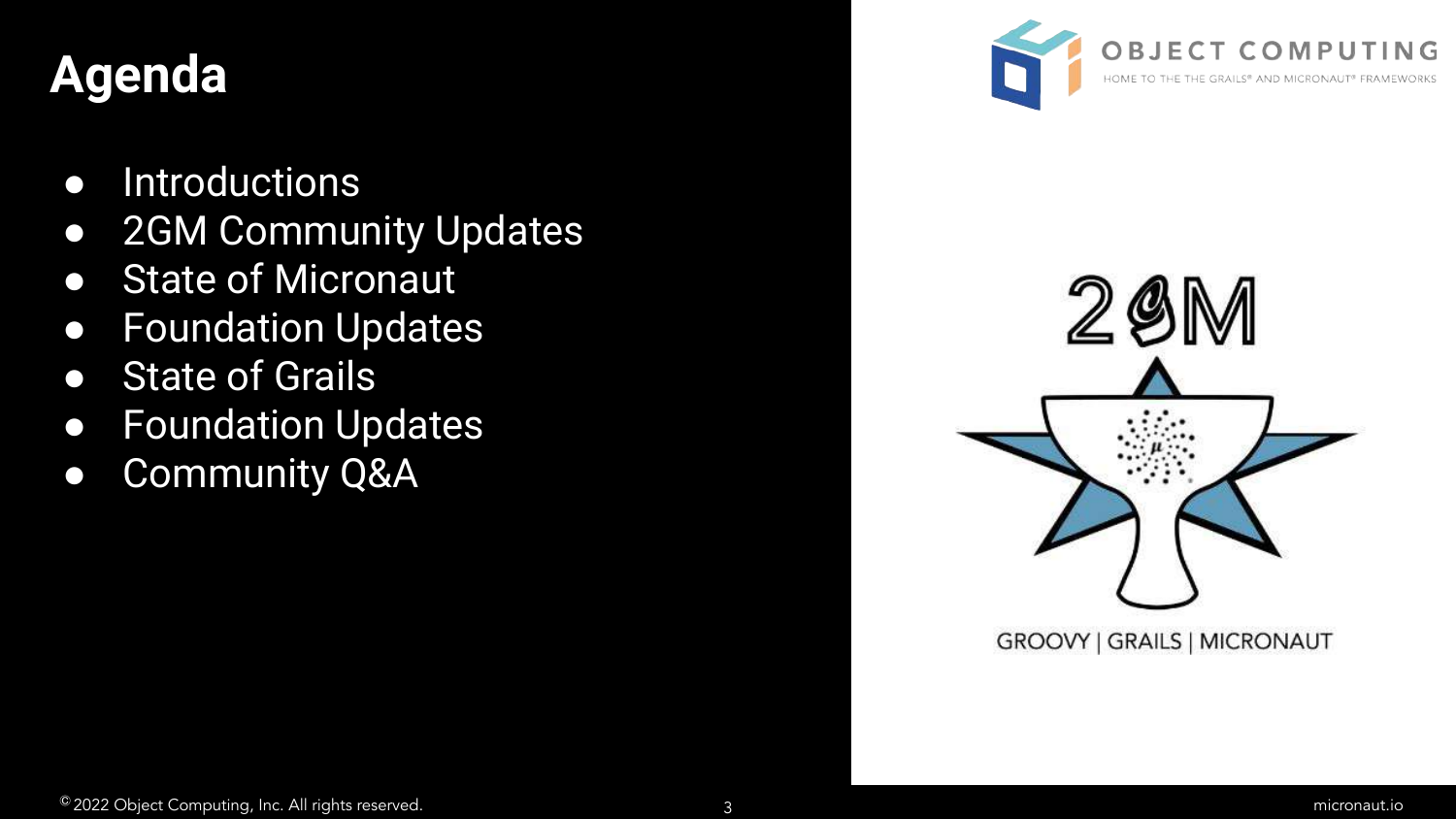# Agenda

- Introductions
- 2GM Community Updates
- State of Micronaut
- Foundation Updates
- State of Grails
- Foundation Updates
- Community Q&A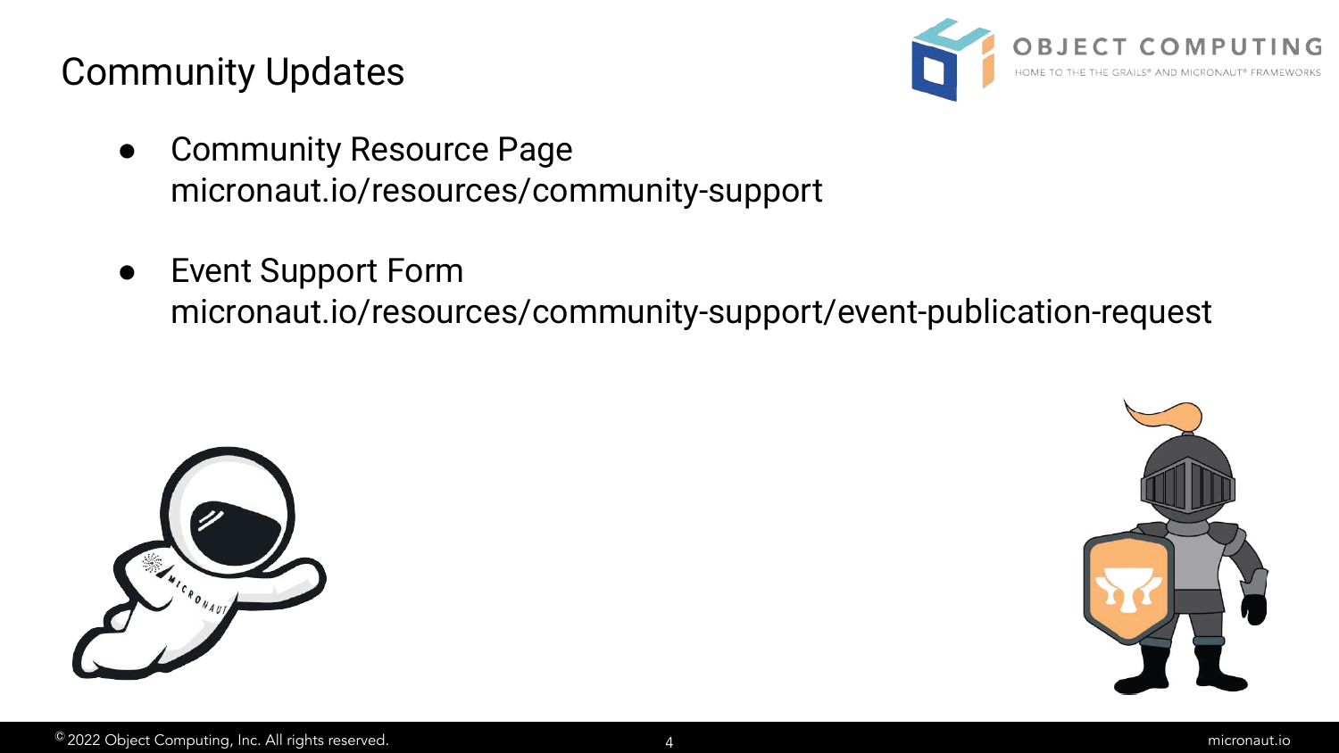# Community Updates

- Community Resource Page
  micronaut.io/resources/community-support

- Event Support Form
  micronaut.io/resources/community-support/event-publication-request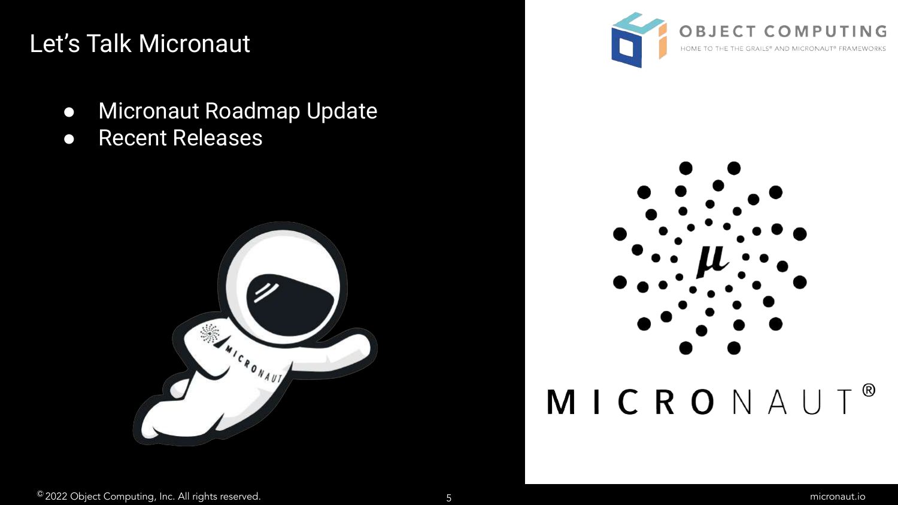# Let's Talk Micronaut

- Micronaut Roadmap Update
- Recent Releases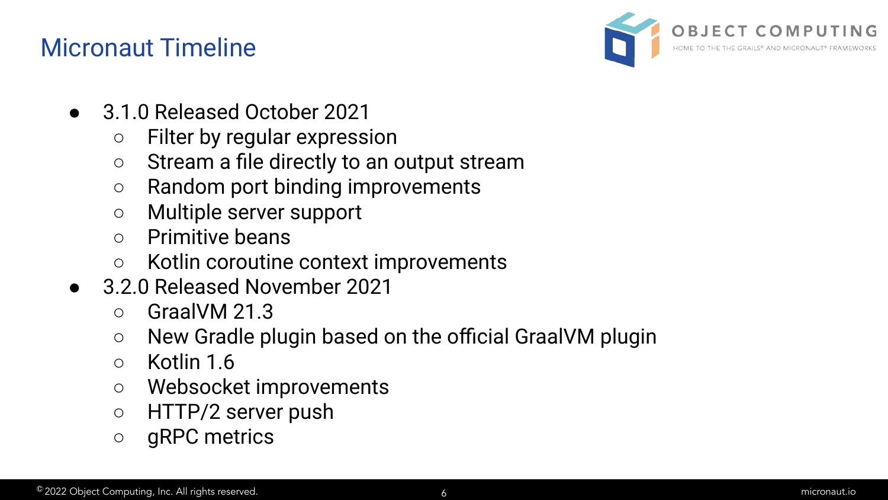# Micronaut Timeline

- 3.1.0 Released October 2021
  - Filter by regular expression
  - Stream a file directly to an output stream
  - Random port binding improvements
  - Multiple server support
  - Primitive beans
  - Kotlin coroutine context improvements
- 3.2.0 Released November 2021
  - GraalVM 21.3
  - New Gradle plugin based on the official GraalVM plugin
  - Kotlin 1.6
  - Websocket improvements
  - HTTP/2 server push
  - gRPC metrics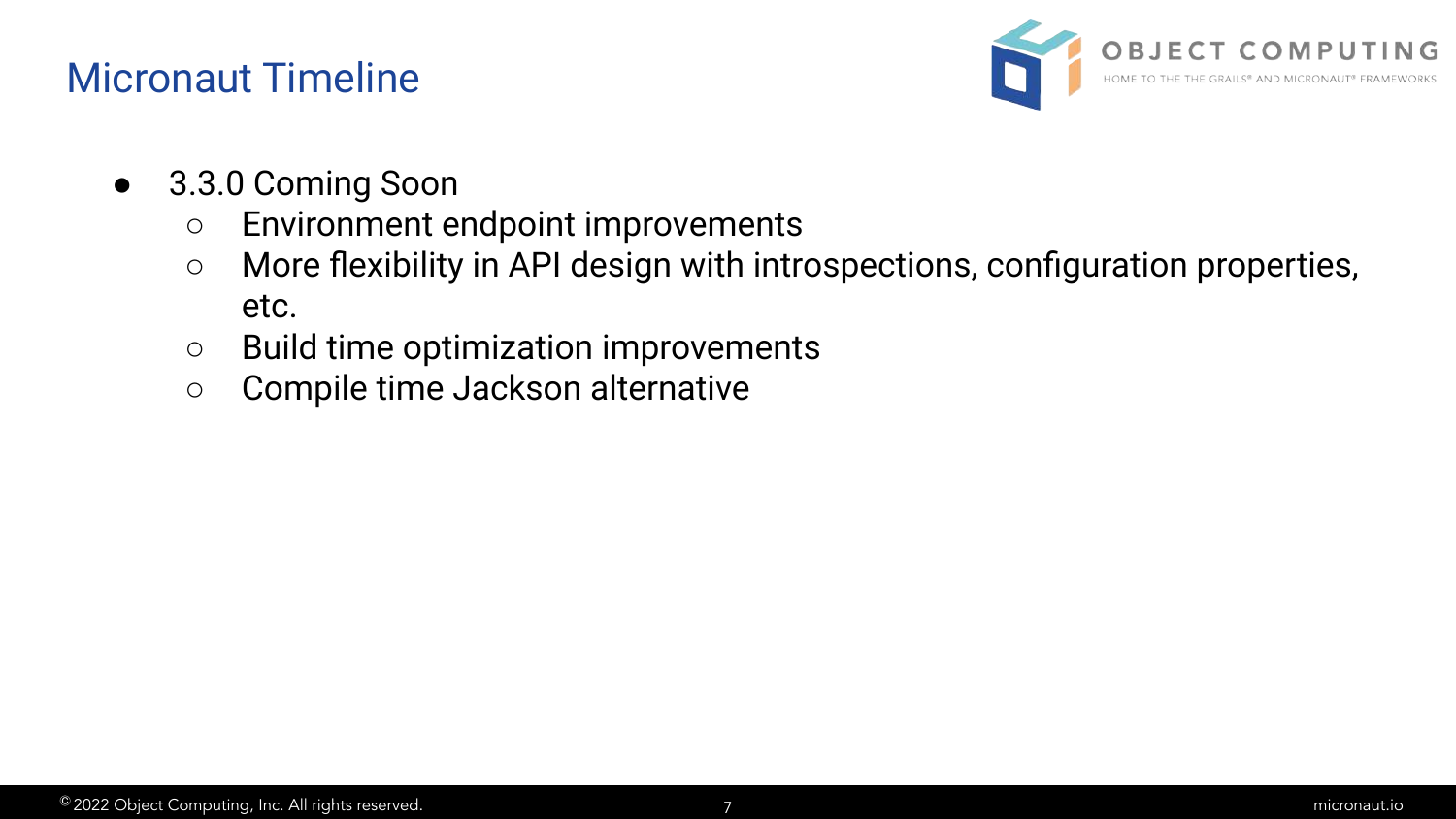# Micronaut Timeline

- 3.3.0 Coming Soon
  - Environment endpoint improvements
  - More flexibility in API design with introspections, configuration properties, etc.
  - Build time optimization improvements
  - Compile time Jackson alternative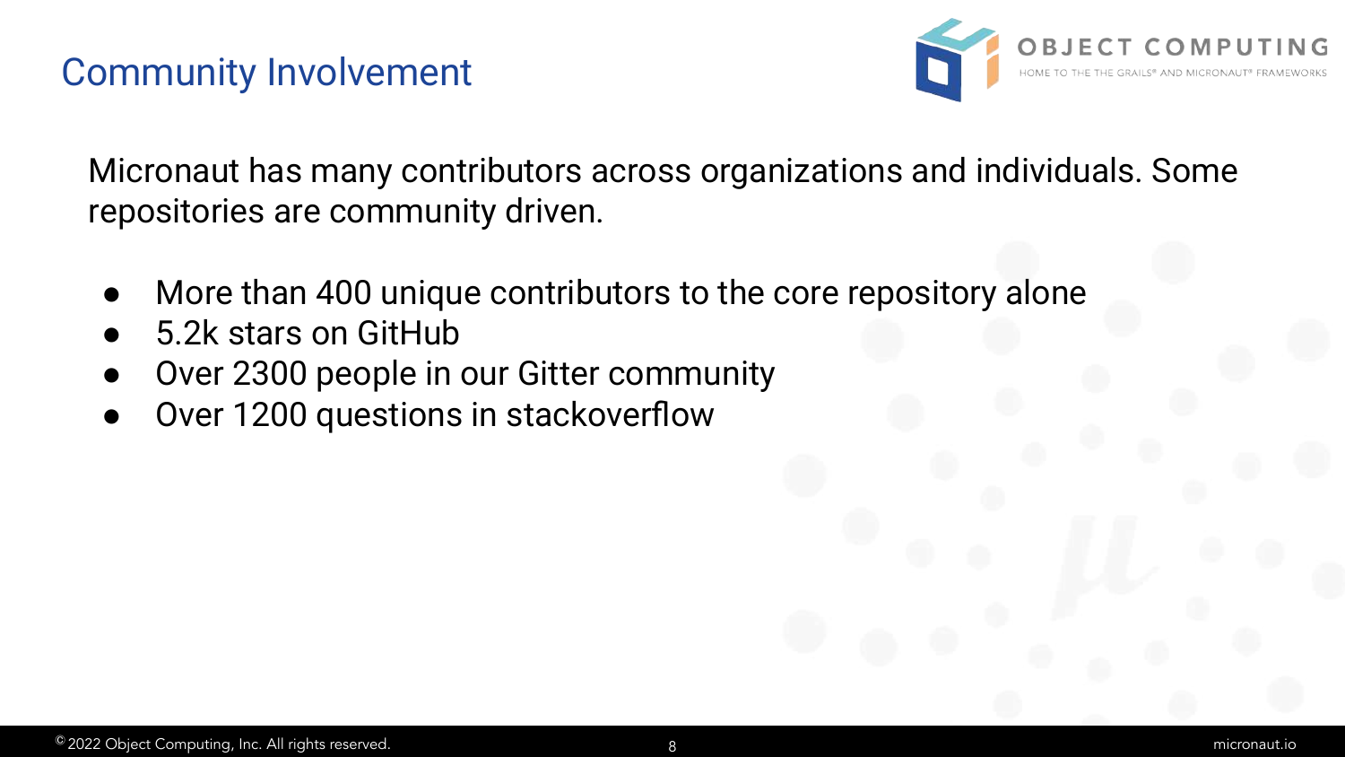# Community Involvement

Micronaut has many contributors across organizations and individuals. Some repositories are community driven.

- More than 400 unique contributors to the core repository alone
- 5.2k stars on GitHub
- Over 2300 people in our Gitter community
- Over 1200 questions in stackoverflow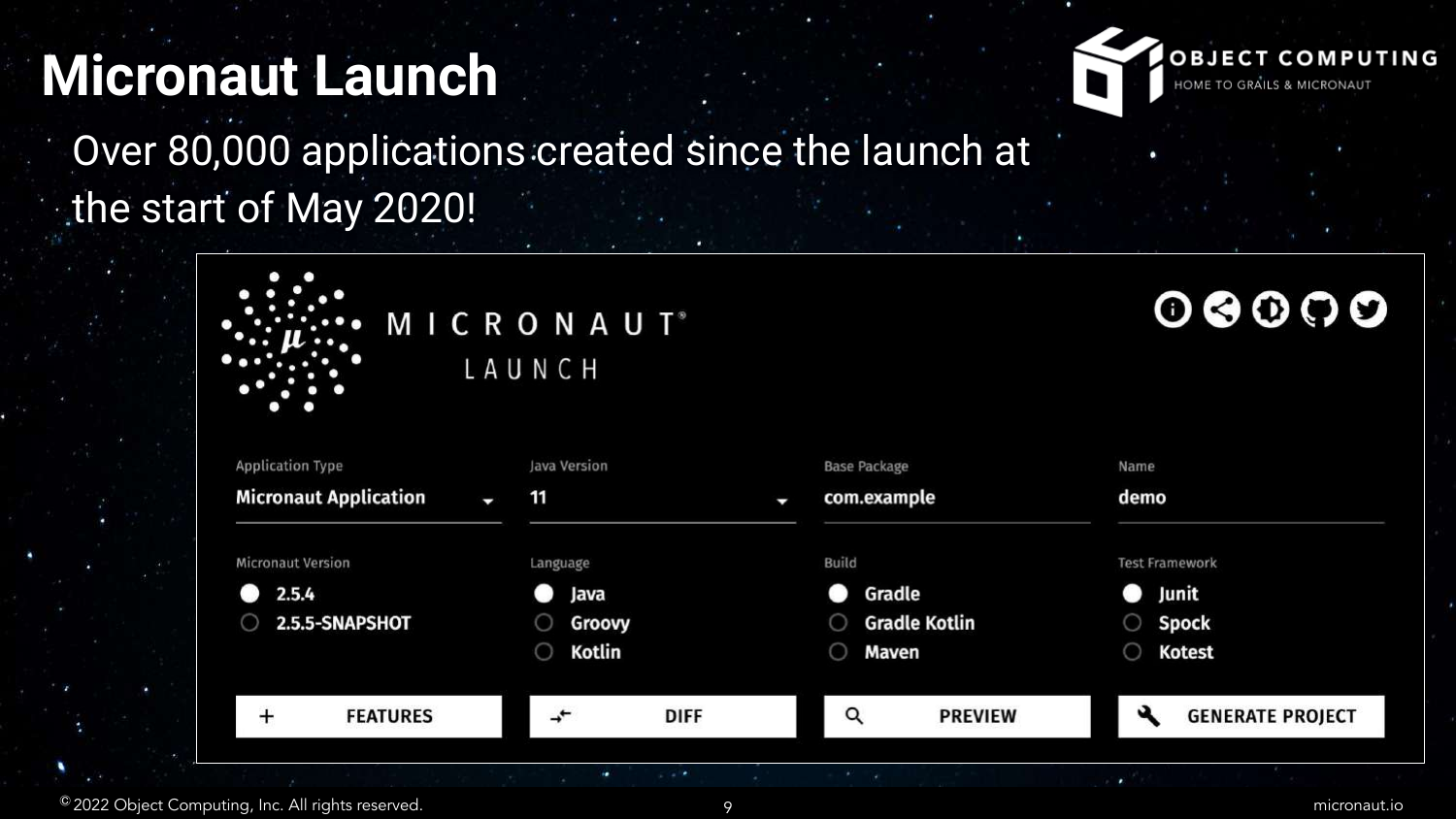# Micronaut Launch

Over 80,000 applications created since the launch at the start of May 2020!

MICRONAUT® LAUNCH

| Application Type | Java Version | Base Package | Name |
| --- | --- | --- | --- |
| Micronaut Application | 11 | com.example | demo |

| Micronaut Version | Language | Build | Test Framework |
| --- | --- | --- | --- |
| 2.5.4 | Java | Gradle | Junit |
| 2.5.5-SNAPSHOT | Groovy | Gradle Kotlin | Spock |
| | Kotlin | Maven | Kotest |

+ FEATURES | DIFF | PREVIEW | GENERATE PROJECT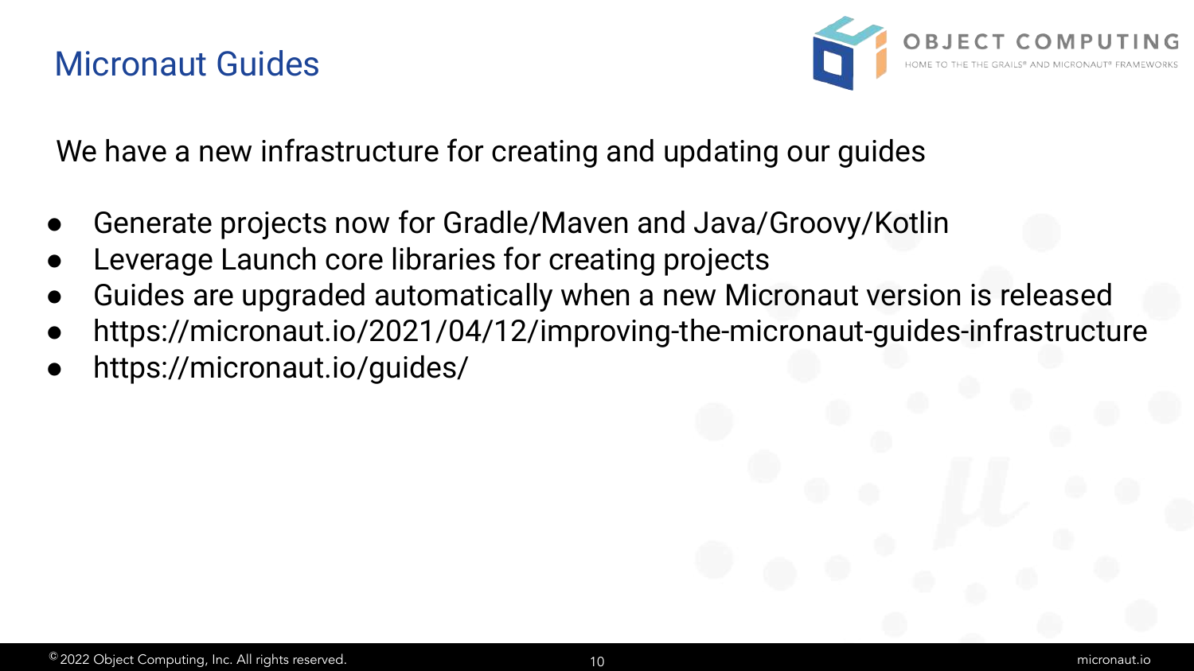# Micronaut Guides

We have a new infrastructure for creating and updating our guides

- Generate projects now for Gradle/Maven and Java/Groovy/Kotlin
- Leverage Launch core libraries for creating projects
- Guides are upgraded automatically when a new Micronaut version is released
- https://micronaut.io/2021/04/12/improving-the-micronaut-guides-infrastructure
- https://micronaut.io/guides/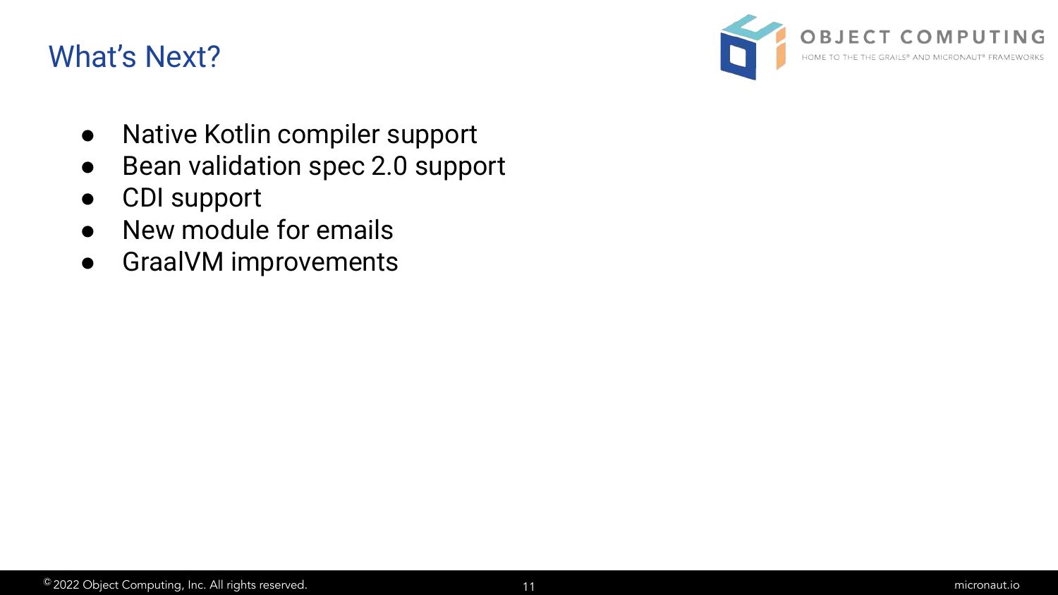# What's Next?

- Native Kotlin compiler support
- Bean validation spec 2.0 support
- CDI support
- New module for emails
- GraalVM improvements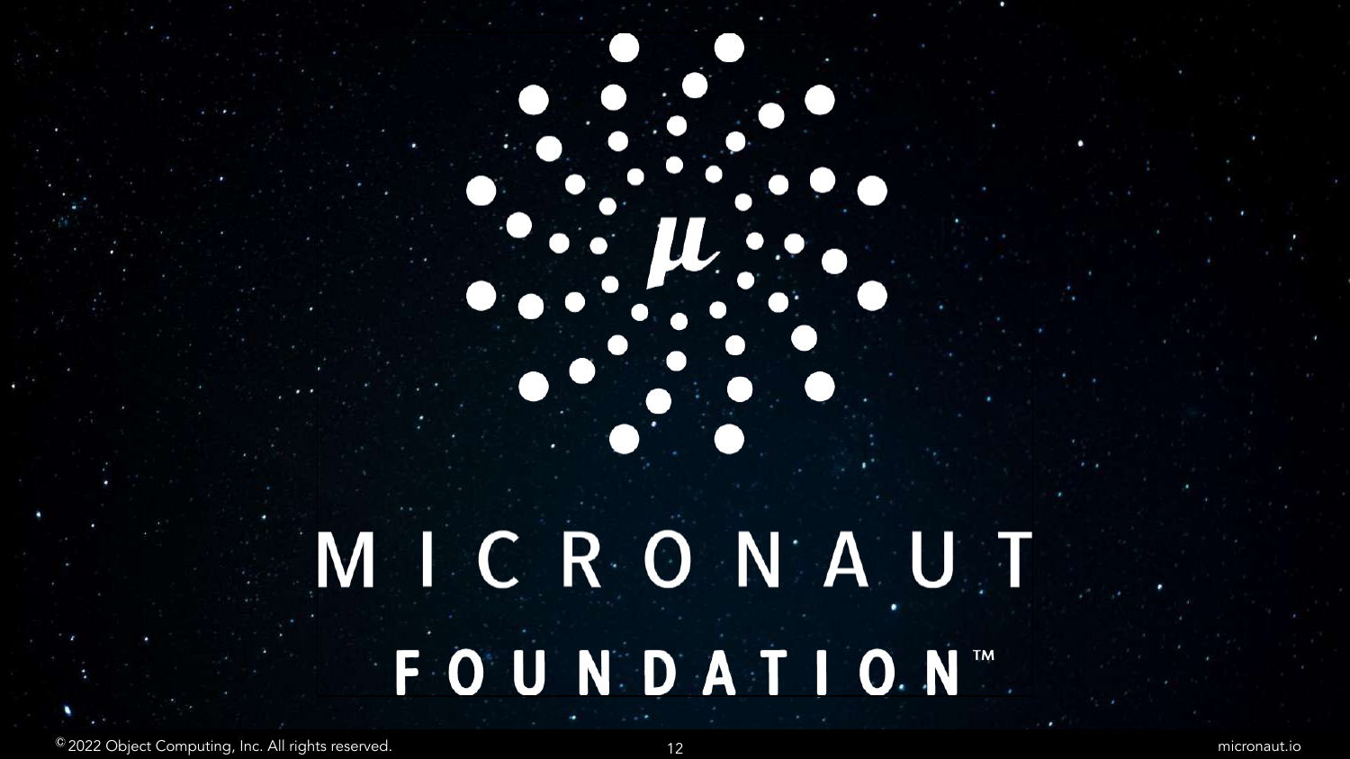# MICRONAUT FOUNDATION™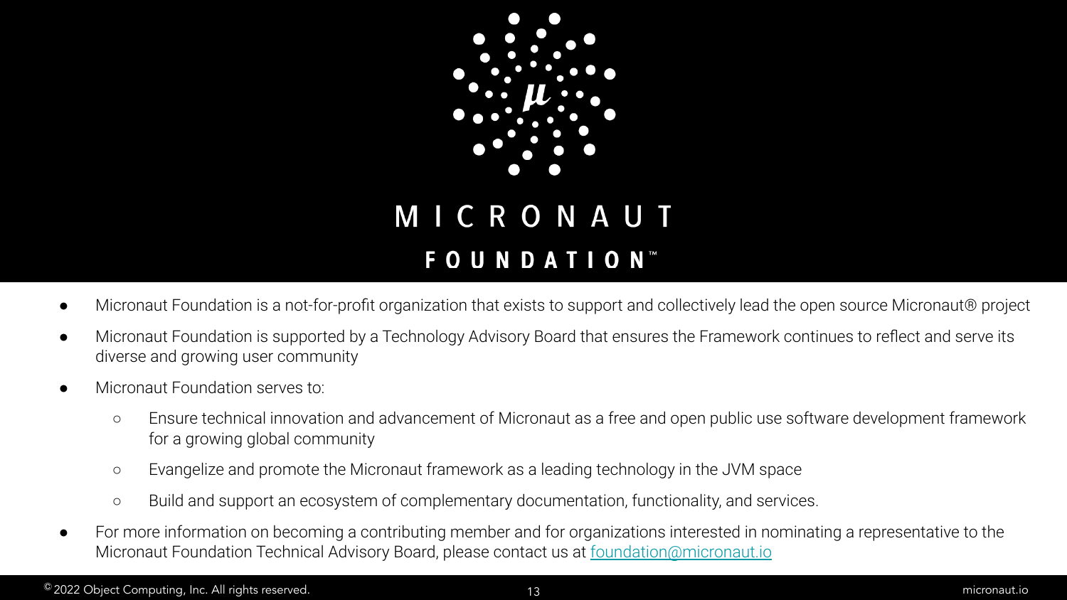# MICRONAUT FOUNDATION™

- Micronaut Foundation is a not-for-profit organization that exists to support and collectively lead the open source Micronaut® project
- Micronaut Foundation is supported by a Technology Advisory Board that ensures the Framework continues to reflect and serve its diverse and growing user community
- Micronaut Foundation serves to:
  - Ensure technical innovation and advancement of Micronaut as a free and open public use software development framework for a growing global community
  - Evangelize and promote the Micronaut framework as a leading technology in the JVM space
  - Build and support an ecosystem of complementary documentation, functionality, and services.
- For more information on becoming a contributing member and for organizations interested in nominating a representative to the Micronaut Foundation Technical Advisory Board, please contact us at [foundation@micronaut.io](mailto:foundation@micronaut.io)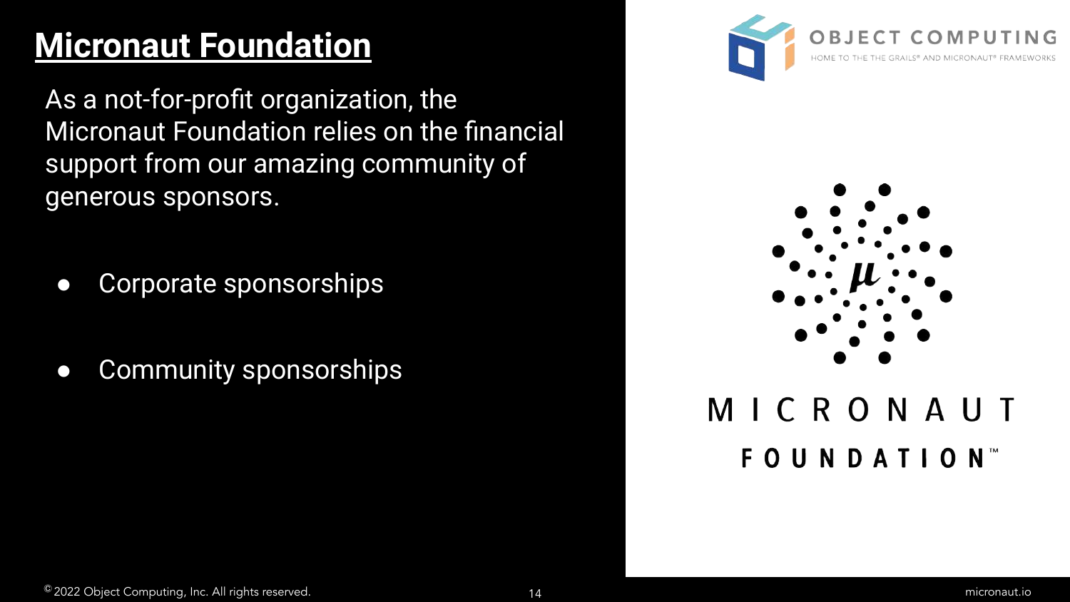# Micronaut Foundation

As a not-for-profit organization, the Micronaut Foundation relies on the financial support from our amazing community of generous sponsors.

- Corporate sponsorships
- Community sponsorships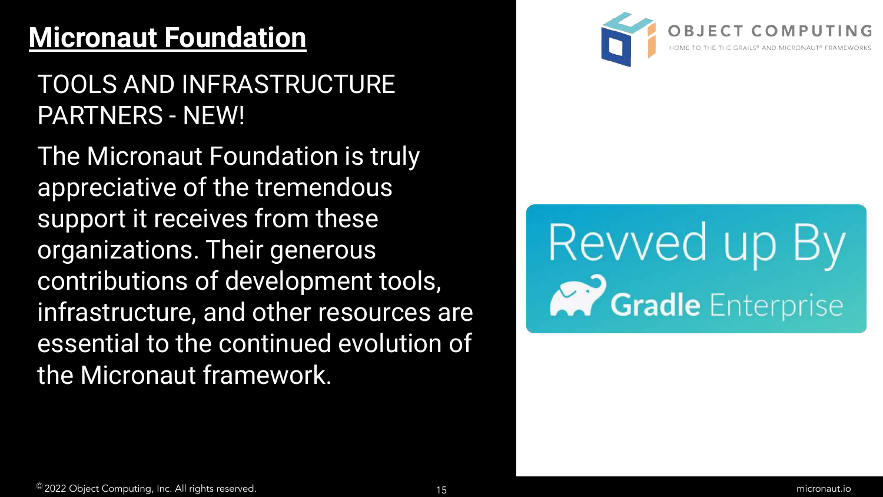# Micronaut Foundation

## TOOLS AND INFRASTRUCTURE PARTNERS - NEW!

The Micronaut Foundation is truly appreciative of the tremendous support it receives from these organizations. Their generous contributions of development tools, infrastructure, and other resources are essential to the continued evolution of the Micronaut framework.

OBJECT COMPUTING

HOME TO THE THE GRAILS® AND MICRONAUT® FRAMEWORKS

Revved up By Gradle Enterprise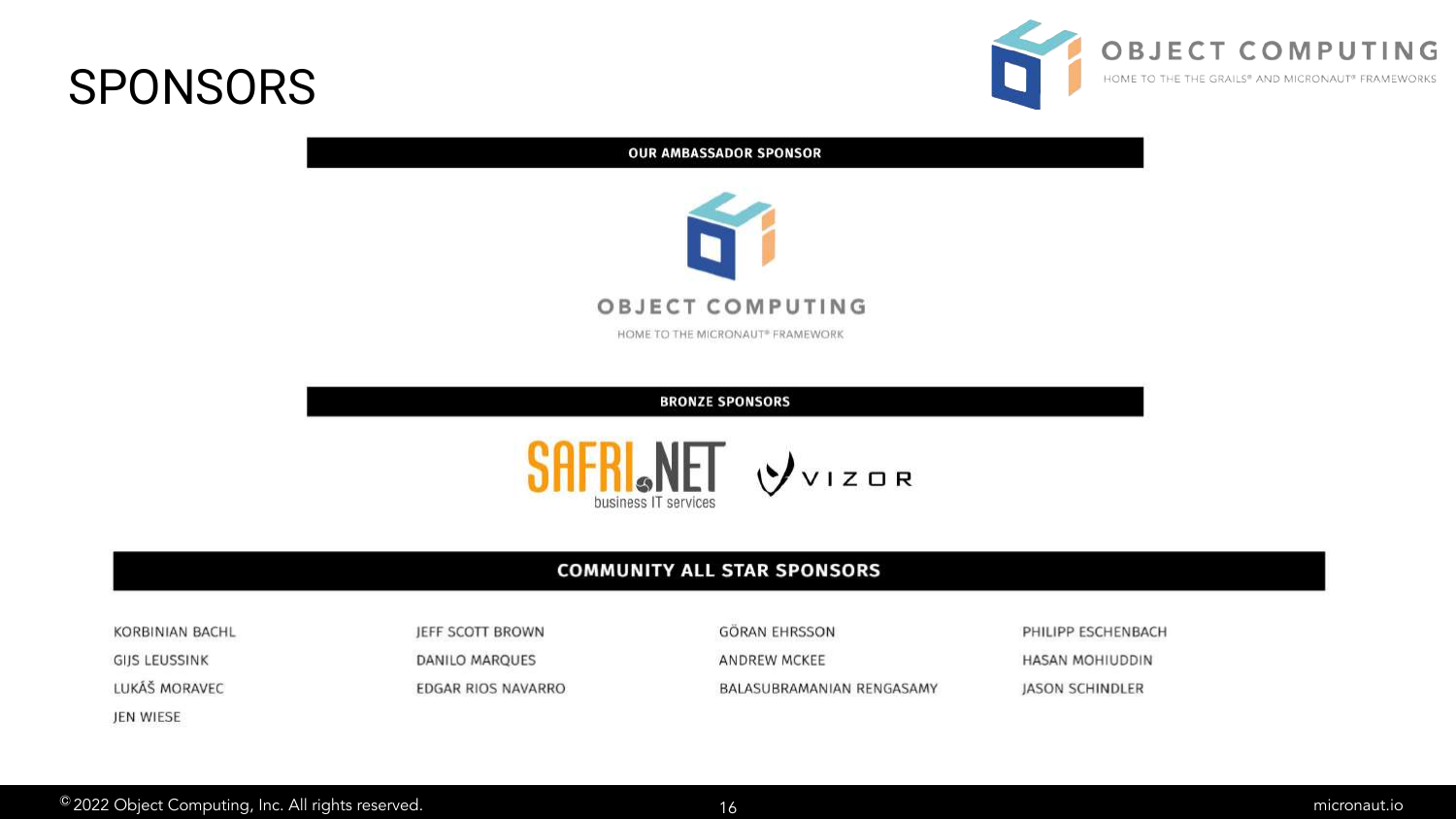# SPONSORS

OBJECT COMPUTING

HOME TO THE THE GRAILS® AND MICRONAUT® FRAMEWORKS

## OUR AMBASSADOR SPONSOR

OBJECT COMPUTING

HOME TO THE MICRONAUT® FRAMEWORK

## BRONZE SPONSORS

SAFRI.NET business IT services

VIZOR

## COMMUNITY ALL STAR SPONSORS

KORBINIAN BACHL

JEFF SCOTT BROWN

GÖRAN EHRSSON

PHILIPP ESCHENBACH

GIJS LEUSSINK

DANILO MARQUES

ANDREW MCKEE

HASAN MOHIUDDIN

LUKÁŠ MORAVEC

EDGAR RIOS NAVARRO

BALASUBRAMANIAN RENGASAMY

JASON SCHINDLER

JEN WIESE

© 2022 Object Computing, Inc. All rights reserved.

micronaut.io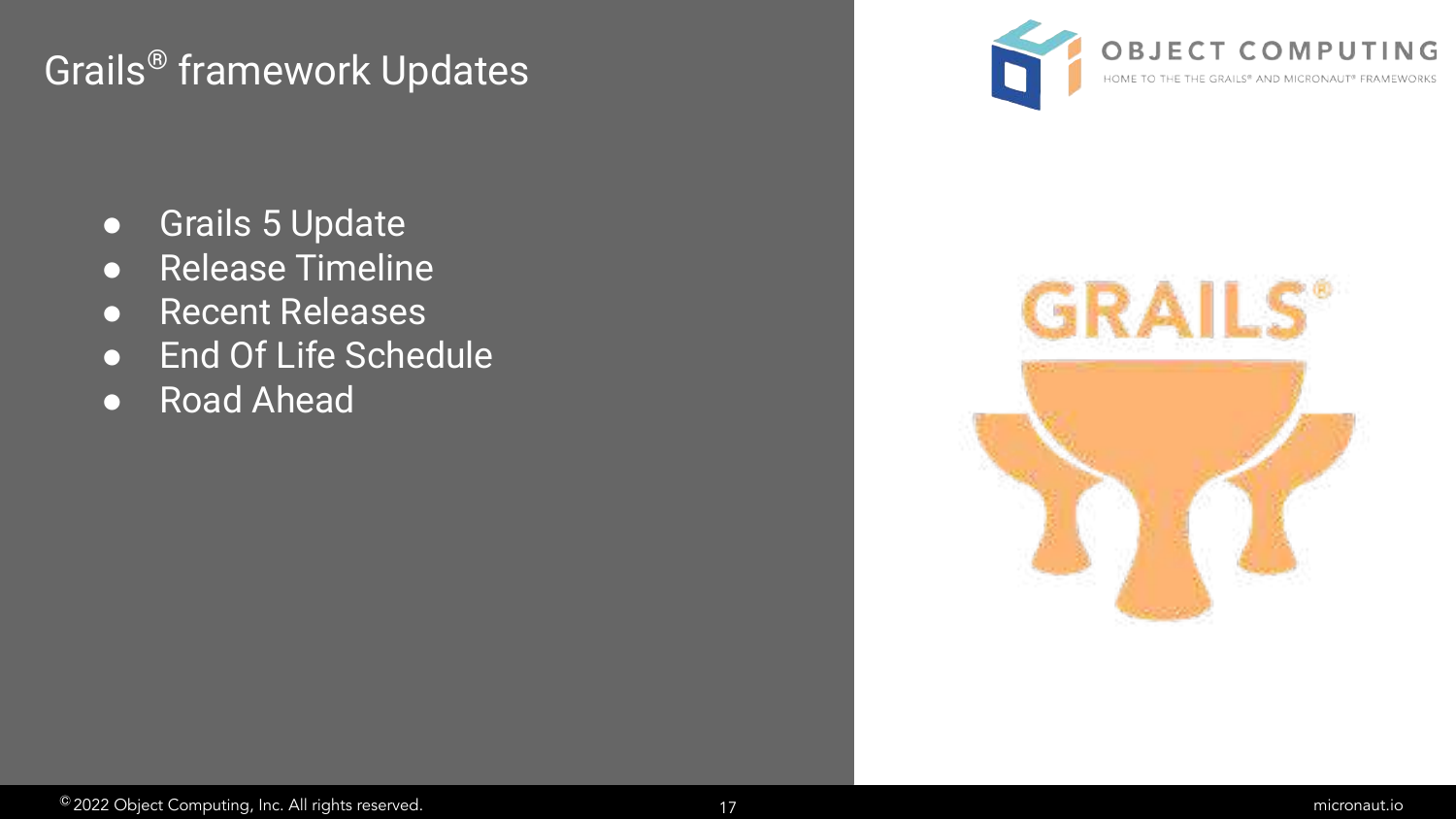# Grails® framework Updates

- Grails 5 Update
- Release Timeline
- Recent Releases
- End Of Life Schedule
- Road Ahead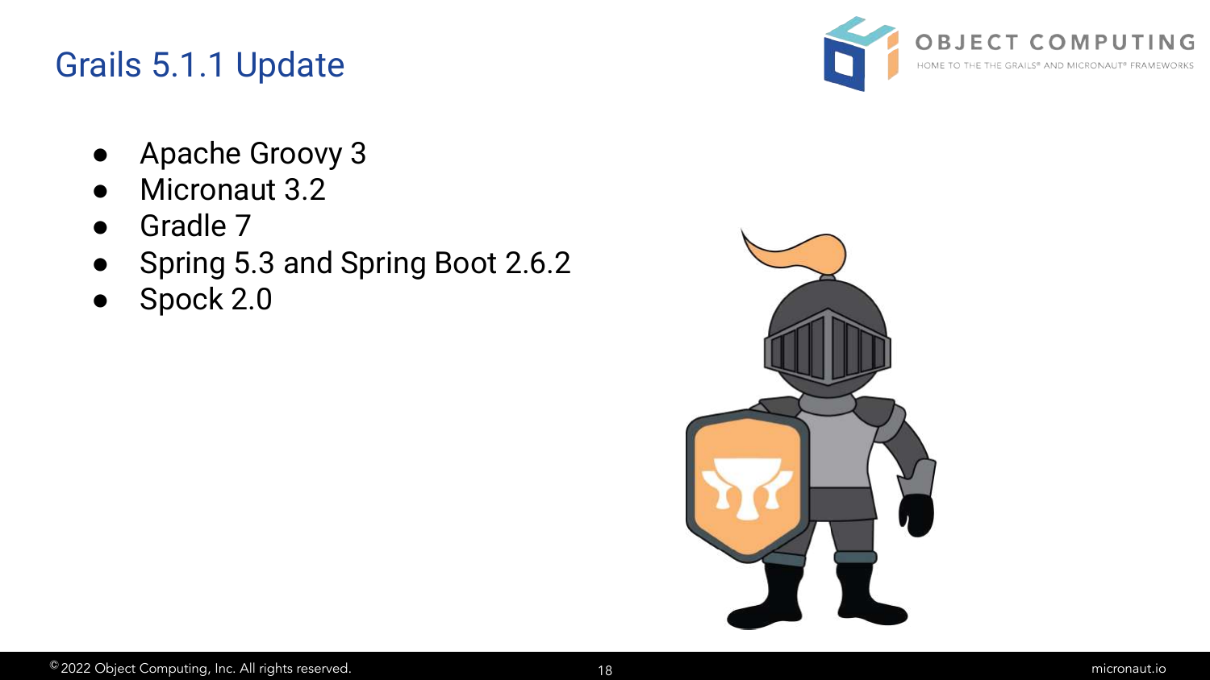# Grails 5.1.1 Update

- Apache Groovy 3
- Micronaut 3.2
- Gradle 7
- Spring 5.3 and Spring Boot 2.6.2
- Spock 2.0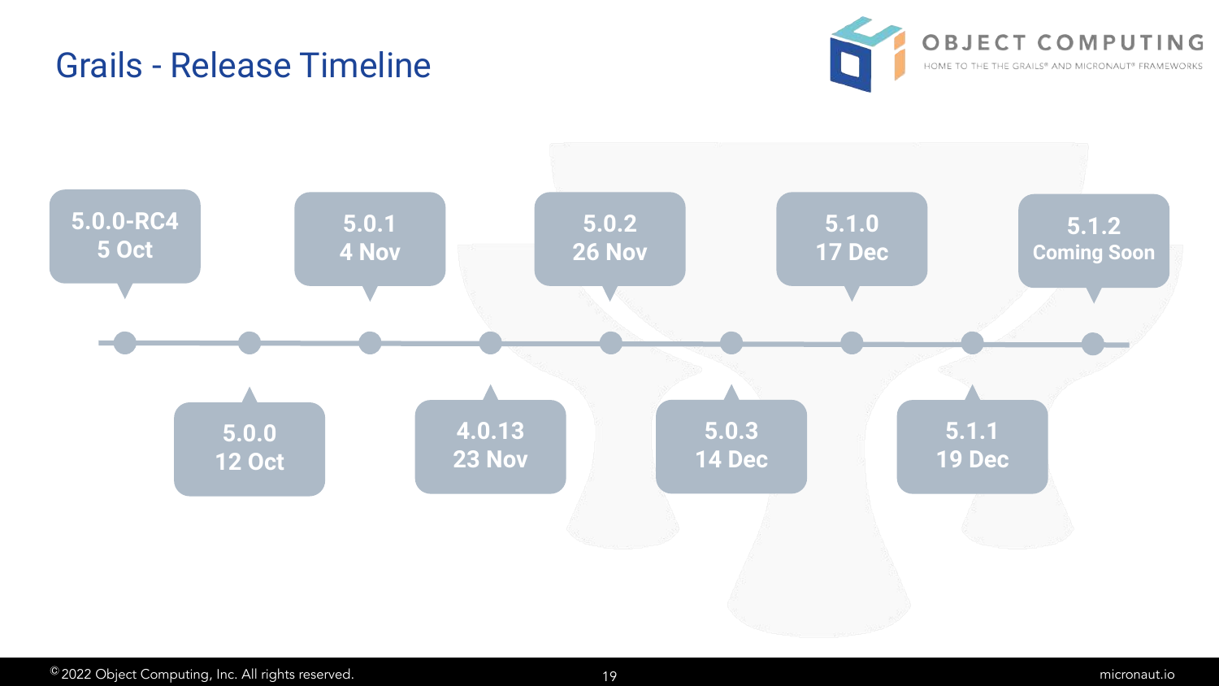# Grails - Release Timeline

- 5.0.0-RC4 — 5 Oct
- 5.0.0 — 12 Oct
- 5.0.1 — 4 Nov
- 4.0.13 — 23 Nov
- 5.0.2 — 26 Nov
- 5.0.3 — 14 Dec
- 5.1.0 — 17 Dec
- 5.1.1 — 19 Dec
- 5.1.2 — Coming Soon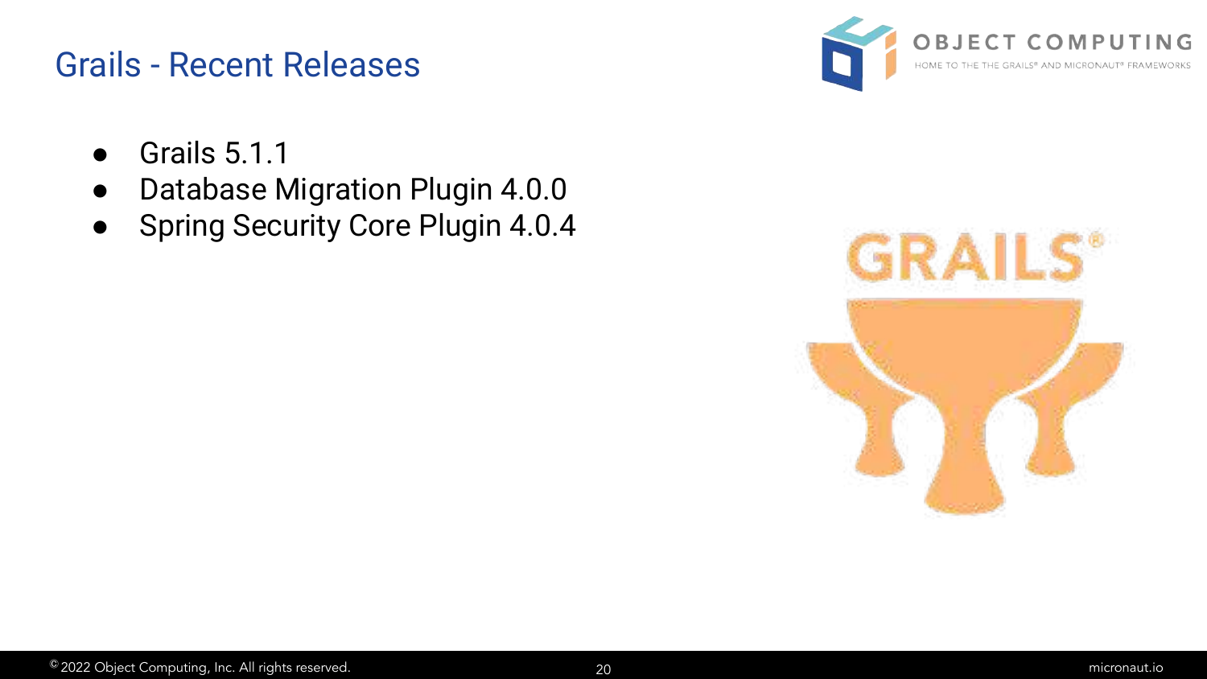## Grails - Recent Releases

- Grails 5.1.1
- Database Migration Plugin 4.0.0
- Spring Security Core Plugin 4.0.4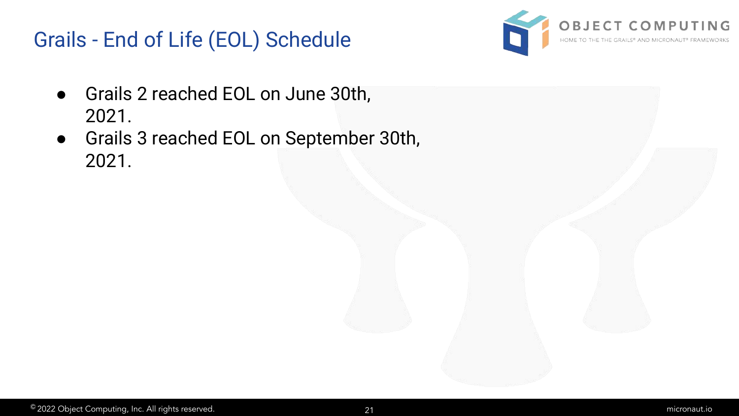# Grails - End of Life (EOL) Schedule

- Grails 2 reached EOL on June 30th, 2021.
- Grails 3 reached EOL on September 30th, 2021.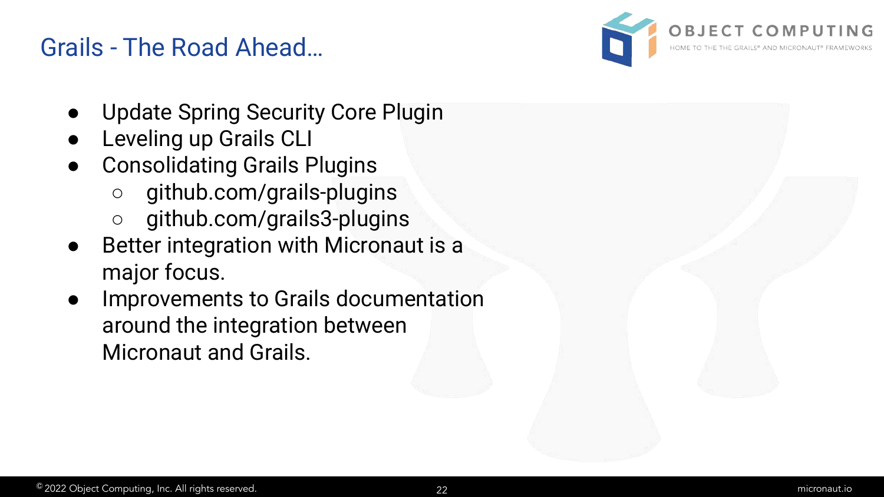# Grails - The Road Ahead…

- Update Spring Security Core Plugin
- Leveling up Grails CLI
- Consolidating Grails Plugins
  - github.com/grails-plugins
  - github.com/grails3-plugins
- Better integration with Micronaut is a major focus.
- Improvements to Grails documentation around the integration between Micronaut and Grails.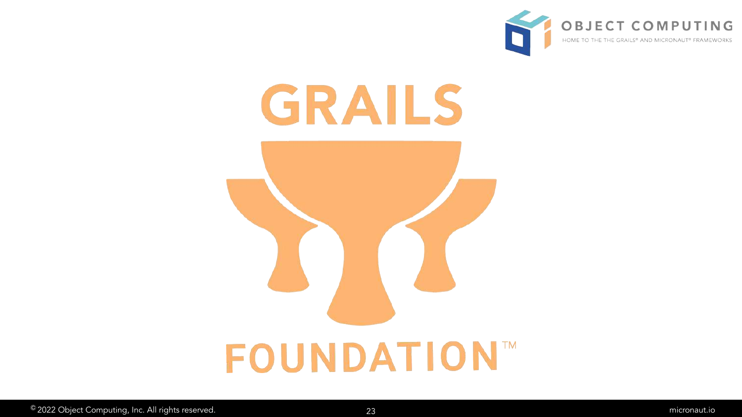# GRAILS FOUNDATION™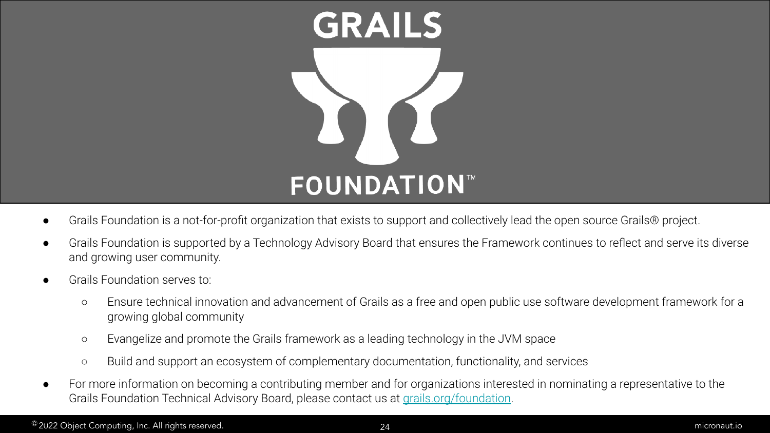# GRAILS FOUNDATION™

- Grails Foundation is a not-for-profit organization that exists to support and collectively lead the open source Grails® project.
- Grails Foundation is supported by a Technology Advisory Board that ensures the Framework continues to reflect and serve its diverse and growing user community.
- Grails Foundation serves to:
  - Ensure technical innovation and advancement of Grails as a free and open public use software development framework for a growing global community
  - Evangelize and promote the Grails framework as a leading technology in the JVM space
  - Build and support an ecosystem of complementary documentation, functionality, and services
- For more information on becoming a contributing member and for organizations interested in nominating a representative to the Grails Foundation Technical Advisory Board, please contact us at [grails.org/foundation](grails.org/foundation).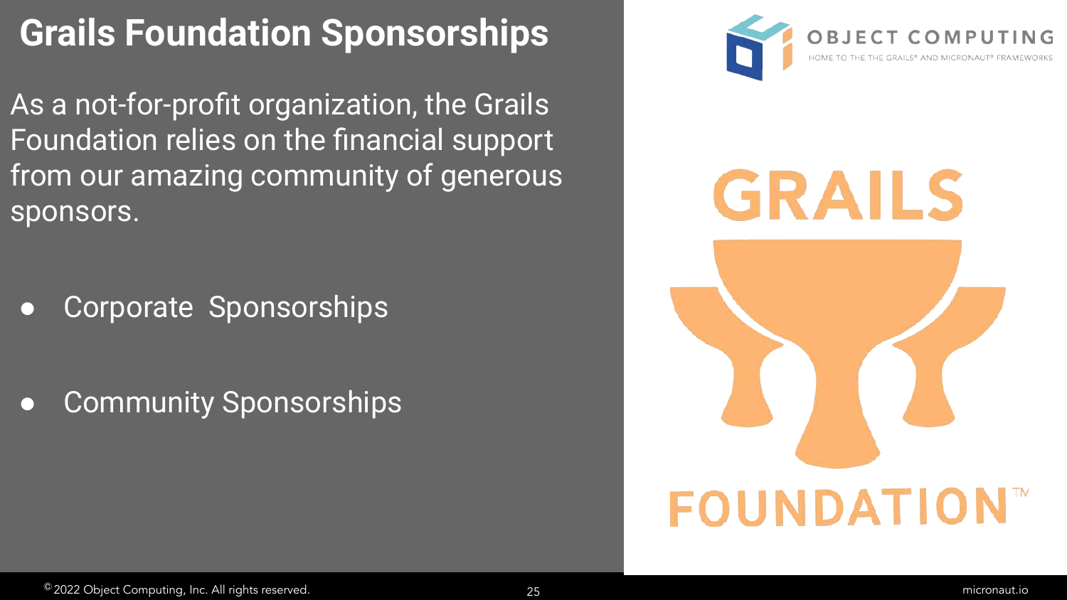# Grails Foundation Sponsorships

As a not-for-profit organization, the Grails Foundation relies on the financial support from our amazing community of generous sponsors.

- Corporate Sponsorships
- Community Sponsorships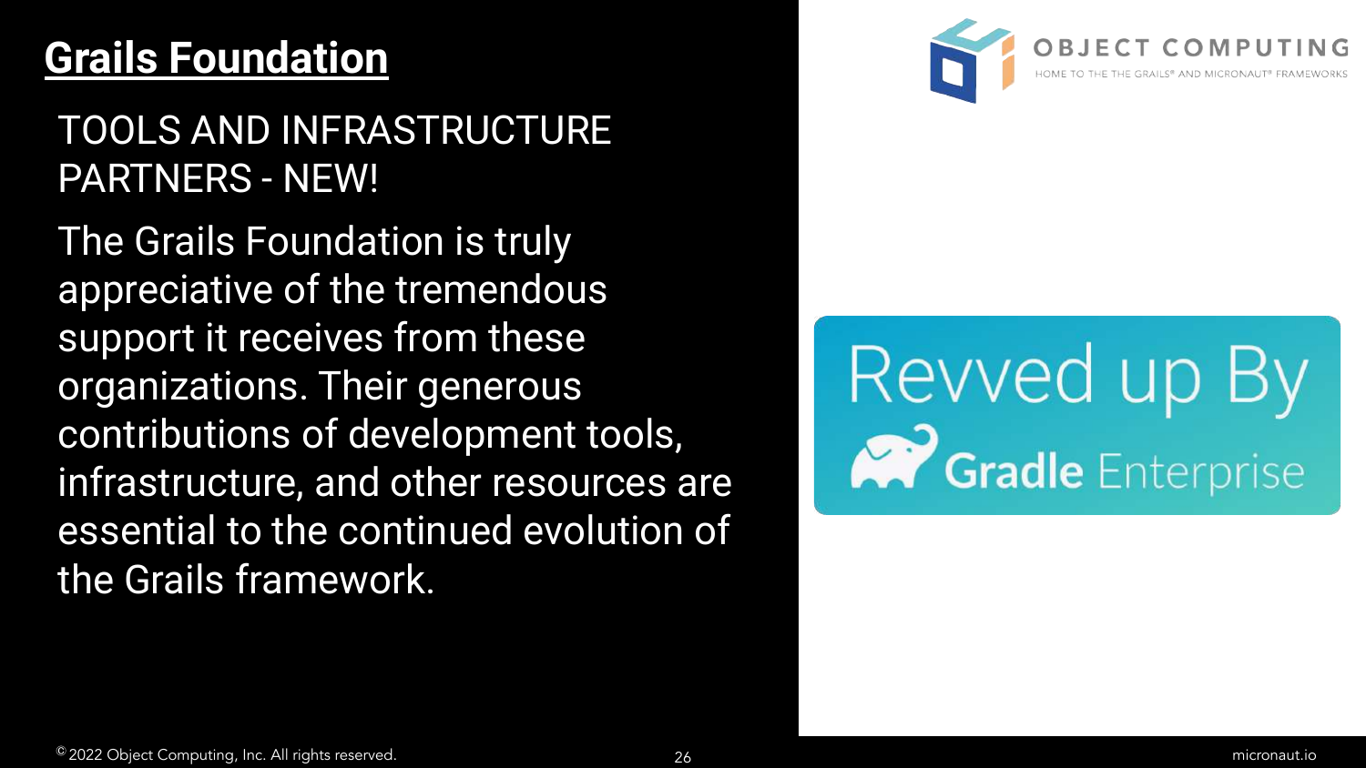## Grails Foundation

TOOLS AND INFRASTRUCTURE PARTNERS - NEW!

The Grails Foundation is truly appreciative of the tremendous support it receives from these organizations. Their generous contributions of development tools, infrastructure, and other resources are essential to the continued evolution of the Grails framework.

OBJECT COMPUTING

HOME TO THE THE GRAILS® AND MICRONAUT® FRAMEWORKS

Revved up By Gradle Enterprise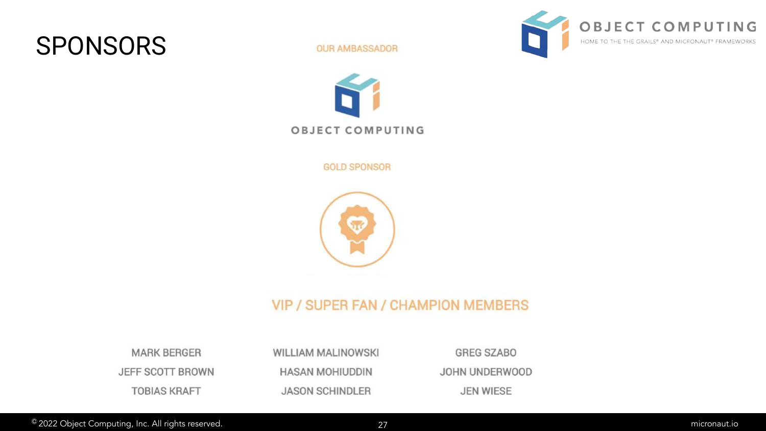# SPONSORS

OBJECT COMPUTING

HOME TO THE THE GRAILS® AND MICRONAUT® FRAMEWORKS

OUR AMBASSADOR

OBJECT COMPUTING

GOLD SPONSOR

## VIP / SUPER FAN / CHAMPION MEMBERS

MARK BERGER
JEFF SCOTT BROWN
TOBIAS KRAFT
WILLIAM MALINOWSKI
HASAN MOHIUDDIN
JASON SCHINDLER
GREG SZABO
JOHN UNDERWOOD
JEN WIESE

© 2022 Object Computing, Inc. All rights reserved.

micronaut.io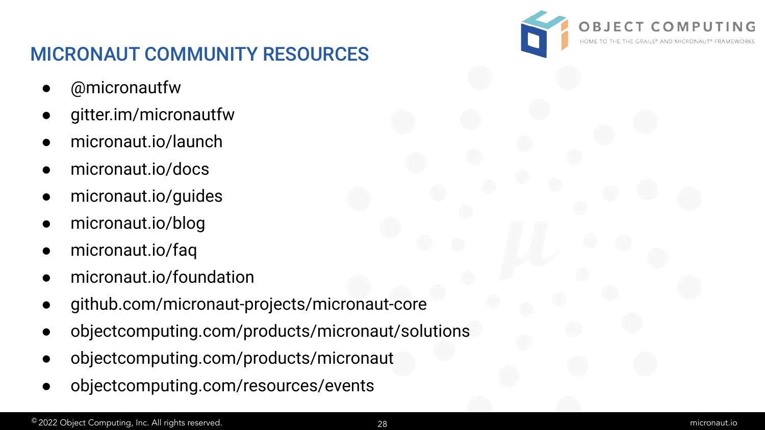# MICRONAUT COMMUNITY RESOURCES

- @micronautfw
- gitter.im/micronautfw
- micronaut.io/launch
- micronaut.io/docs
- micronaut.io/guides
- micronaut.io/blog
- micronaut.io/faq
- micronaut.io/foundation
- github.com/micronaut-projects/micronaut-core
- objectcomputing.com/products/micronaut/solutions
- objectcomputing.com/products/micronaut
- objectcomputing.com/resources/events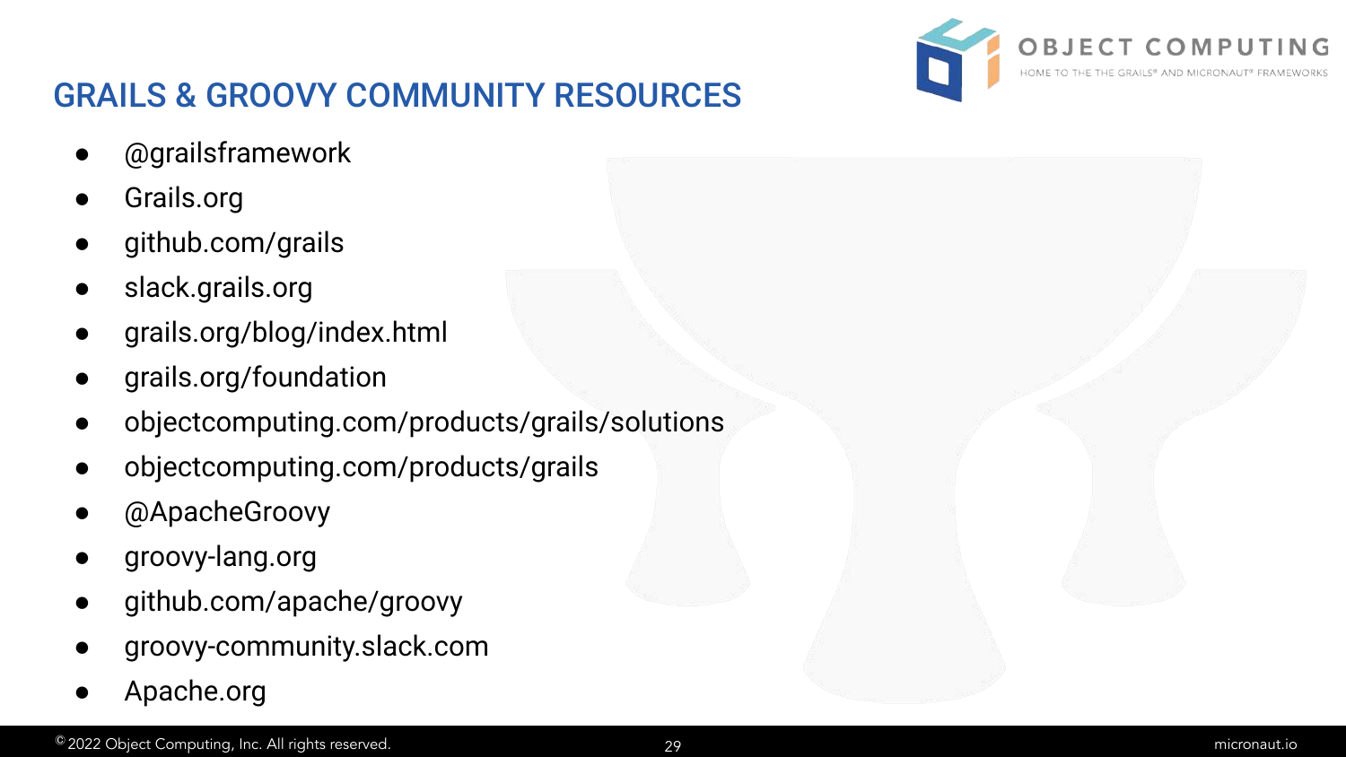## GRAILS & GROOVY COMMUNITY RESOURCES

- @grailsframework
- Grails.org
- github.com/grails
- slack.grails.org
- grails.org/blog/index.html
- grails.org/foundation
- objectcomputing.com/products/grails/solutions
- objectcomputing.com/products/grails
- @ApacheGroovy
- groovy-lang.org
- github.com/apache/groovy
- groovy-community.slack.com
- Apache.org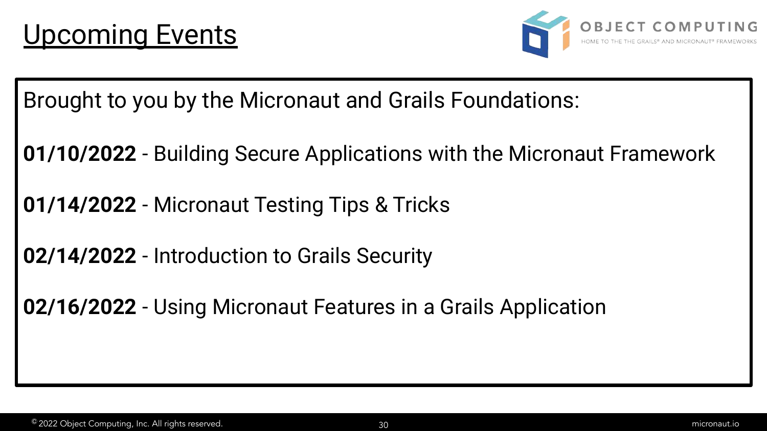# Upcoming Events

Brought to you by the Micronaut and Grails Foundations:

**01/10/2022** - Building Secure Applications with the Micronaut Framework

**01/14/2022** - Micronaut Testing Tips & Tricks

**02/14/2022** - Introduction to Grails Security

**02/16/2022** - Using Micronaut Features in a Grails Application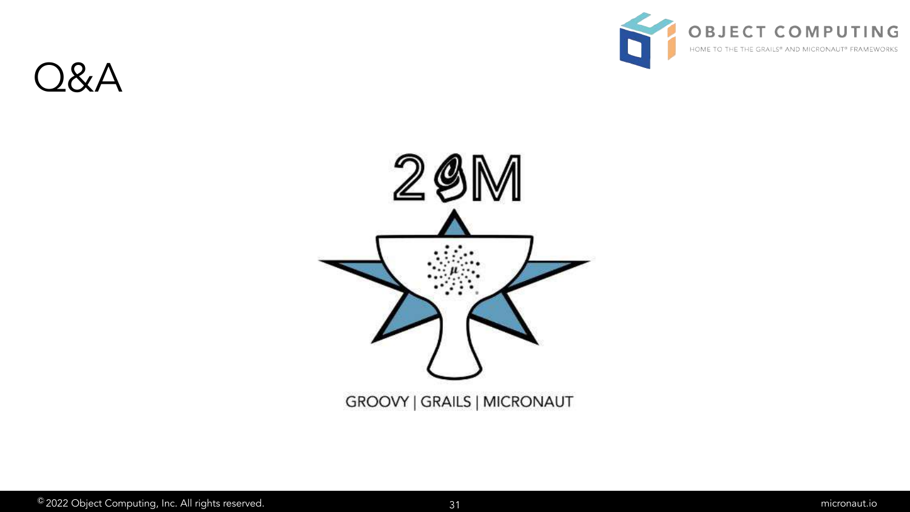# Q&A

2GM

GROOVY | GRAILS | MICRONAUT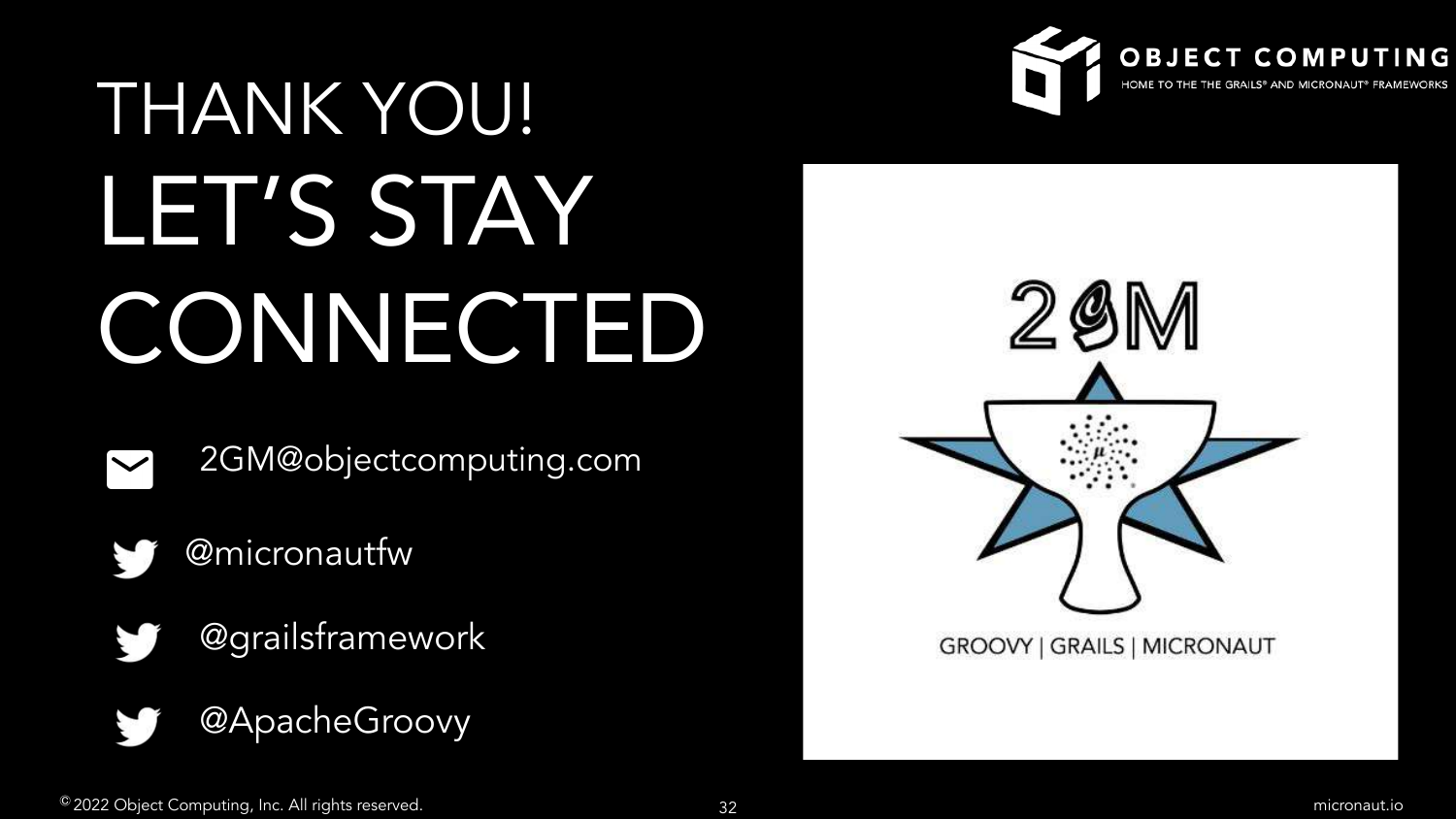# THANK YOU!
# LET'S STAY CONNECTED

- 2GM@objectcomputing.com
- @micronautfw
- @grailsframework
- @ApacheGroovy

OBJECT COMPUTING
HOME TO THE THE GRAILS® AND MICRONAUT® FRAMEWORKS

2GM

GROOVY | GRAILS | MICRONAUT

© 2022 Object Computing, Inc. All rights reserved.

micronaut.io